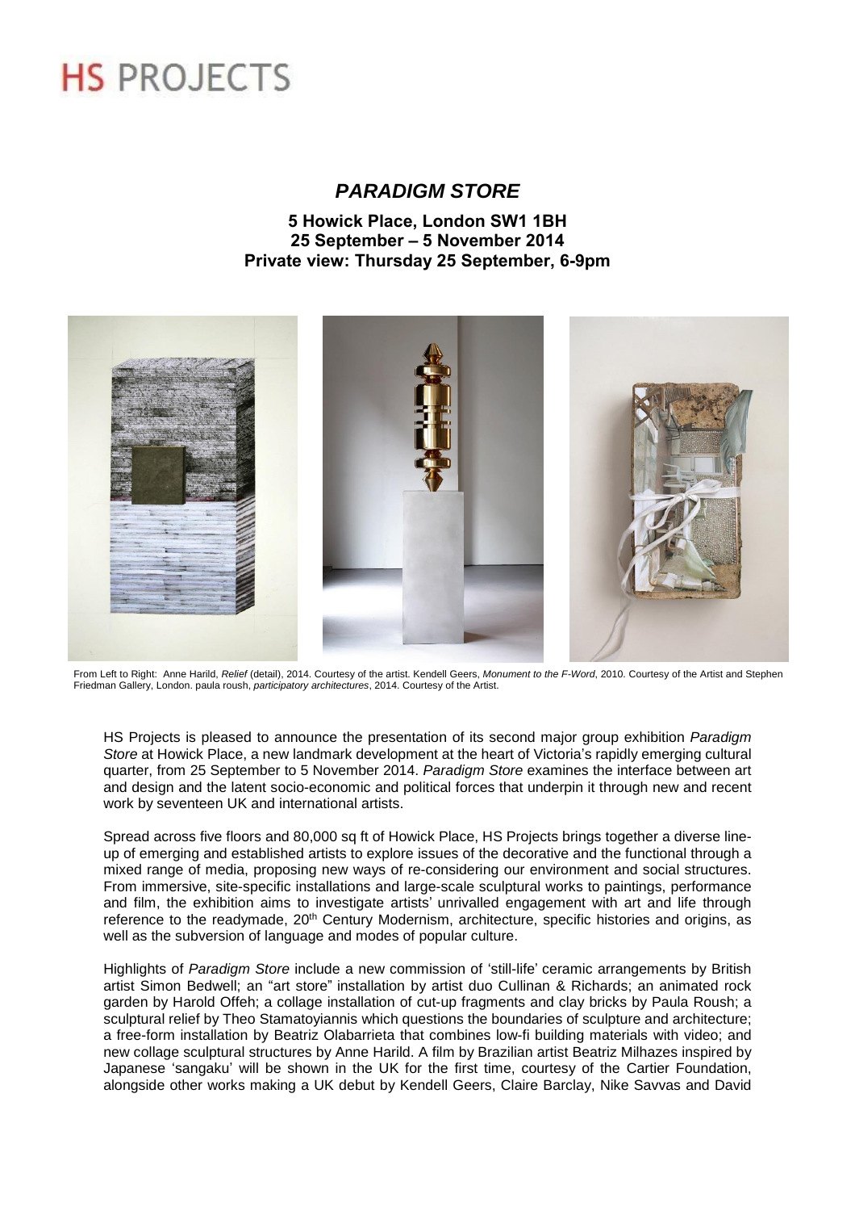# HS PROJECTS

## *PARADIGM STORE*

**5 Howick Place, London SW1 1BH**
**25 September – 5 November 2014**
**Private view: Thursday 25 September, 6-9pm**

From Left to Right: Anne Harild, *Relief* (detail), 2014. Courtesy of the artist. Kendell Geers, *Monument to the F-Word*, 2010. Courtesy of the Artist and Stephen Friedman Gallery, London. paula roush, *participatory architectures*, 2014. Courtesy of the Artist.

HS Projects is pleased to announce the presentation of its second major group exhibition *Paradigm Store* at Howick Place, a new landmark development at the heart of Victoria's rapidly emerging cultural quarter, from 25 September to 5 November 2014. *Paradigm Store* examines the interface between art and design and the latent socio-economic and political forces that underpin it through new and recent work by seventeen UK and international artists.

Spread across five floors and 80,000 sq ft of Howick Place, HS Projects brings together a diverse line-up of emerging and established artists to explore issues of the decorative and the functional through a mixed range of media, proposing new ways of re-considering our environment and social structures. From immersive, site-specific installations and large-scale sculptural works to paintings, performance and film, the exhibition aims to investigate artists' unrivalled engagement with art and life through reference to the readymade, 20th Century Modernism, architecture, specific histories and origins, as well as the subversion of language and modes of popular culture.

Highlights of *Paradigm Store* include a new commission of 'still-life' ceramic arrangements by British artist Simon Bedwell; an "art store" installation by artist duo Cullinan & Richards; an animated rock garden by Harold Offeh; a collage installation of cut-up fragments and clay bricks by Paula Roush; a sculptural relief by Theo Stamatoyiannis which questions the boundaries of sculpture and architecture; a free-form installation by Beatriz Olabarrieta that combines low-fi building materials with video; and new collage sculptural structures by Anne Harild. A film by Brazilian artist Beatriz Milhazes inspired by Japanese 'sangaku' will be shown in the UK for the first time, courtesy of the Cartier Foundation, alongside other works making a UK debut by Kendell Geers, Claire Barclay, Nike Savvas and David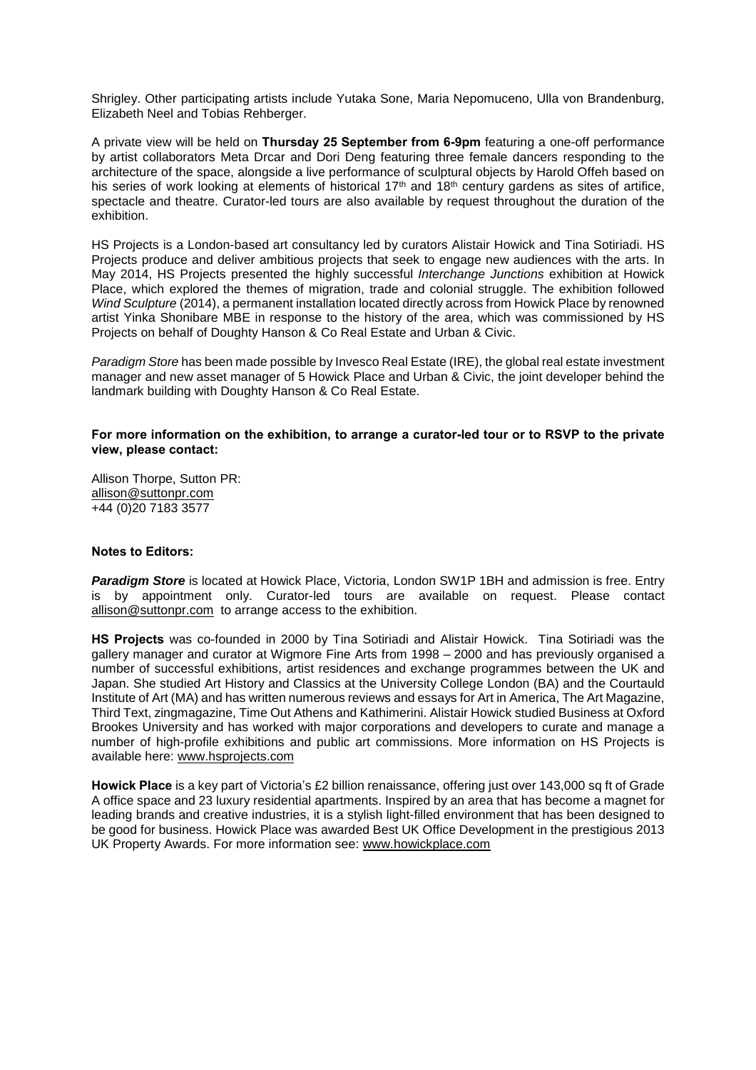Shrigley. Other participating artists include Yutaka Sone, Maria Nepomuceno, Ulla von Brandenburg, Elizabeth Neel and Tobias Rehberger.

A private view will be held on **Thursday 25 September from 6-9pm** featuring a one-off performance by artist collaborators Meta Drcar and Dori Deng featuring three female dancers responding to the architecture of the space, alongside a live performance of sculptural objects by Harold Offeh based on his series of work looking at elements of historical 17th and 18th century gardens as sites of artifice, spectacle and theatre. Curator-led tours are also available by request throughout the duration of the exhibition.

HS Projects is a London-based art consultancy led by curators Alistair Howick and Tina Sotiriadi. HS Projects produce and deliver ambitious projects that seek to engage new audiences with the arts. In May 2014, HS Projects presented the highly successful *Interchange Junctions* exhibition at Howick Place, which explored the themes of migration, trade and colonial struggle. The exhibition followed *Wind Sculpture* (2014), a permanent installation located directly across from Howick Place by renowned artist Yinka Shonibare MBE in response to the history of the area, which was commissioned by HS Projects on behalf of Doughty Hanson & Co Real Estate and Urban & Civic.

*Paradigm Store* has been made possible by Invesco Real Estate (IRE), the global real estate investment manager and new asset manager of 5 Howick Place and Urban & Civic, the joint developer behind the landmark building with Doughty Hanson & Co Real Estate.

**For more information on the exhibition, to arrange a curator-led tour or to RSVP to the private view, please contact:**

Allison Thorpe, Sutton PR:
allison@suttonpr.com
+44 (0)20 7183 3577

**Notes to Editors:**

***Paradigm Store*** is located at Howick Place, Victoria, London SW1P 1BH and admission is free. Entry is by appointment only. Curator-led tours are available on request. Please contact allison@suttonpr.com to arrange access to the exhibition.

**HS Projects** was co-founded in 2000 by Tina Sotiriadi and Alistair Howick. Tina Sotiriadi was the gallery manager and curator at Wigmore Fine Arts from 1998 – 2000 and has previously organised a number of successful exhibitions, artist residences and exchange programmes between the UK and Japan. She studied Art History and Classics at the University College London (BA) and the Courtauld Institute of Art (MA) and has written numerous reviews and essays for Art in America, The Art Magazine, Third Text, zingmagazine, Time Out Athens and Kathimerini. Alistair Howick studied Business at Oxford Brookes University and has worked with major corporations and developers to curate and manage a number of high-profile exhibitions and public art commissions. More information on HS Projects is available here: www.hsprojects.com

**Howick Place** is a key part of Victoria's £2 billion renaissance, offering just over 143,000 sq ft of Grade A office space and 23 luxury residential apartments. Inspired by an area that has become a magnet for leading brands and creative industries, it is a stylish light-filled environment that has been designed to be good for business. Howick Place was awarded Best UK Office Development in the prestigious 2013 UK Property Awards. For more information see: www.howickplace.com